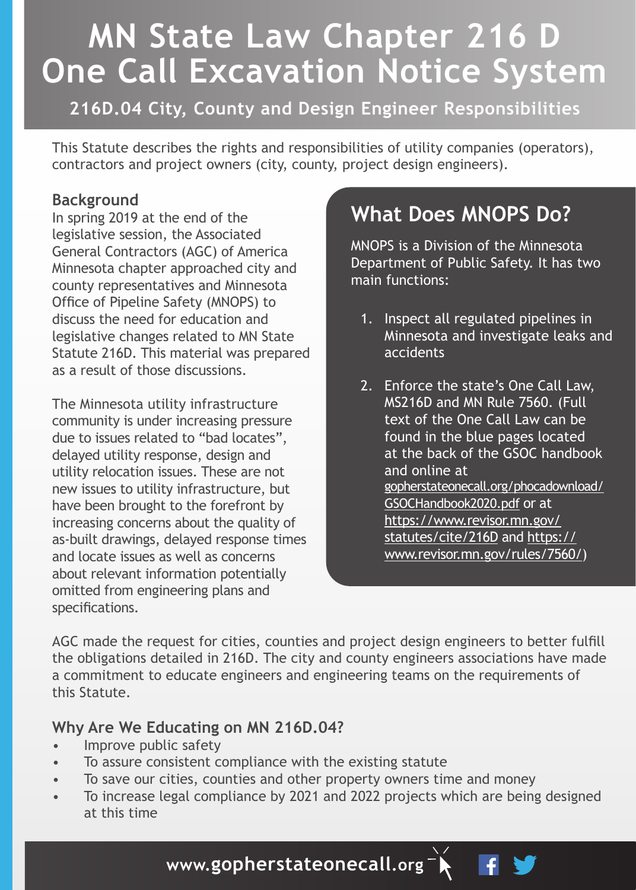# MN State Law Chapter 216 D One Call Excavation Notice System

## 216D.04 City, County and Design Engineer Responsibilities

This Statute describes the rights and responsibilities of utility companies (operators), contractors and project owners (city, county, project design engineers).

### Background

In spring 2019 at the end of the legislative session, the Associated General Contractors (AGC) of America Minnesota chapter approached city and county representatives and Minnesota Office of Pipeline Safety (MNOPS) to discuss the need for education and legislative changes related to MN State Statute 216D. This material was prepared as a result of those discussions.

The Minnesota utility infrastructure community is under increasing pressure due to issues related to "bad locates", delayed utility response, design and utility relocation issues. These are not new issues to utility infrastructure, but have been brought to the forefront by increasing concerns about the quality of as-built drawings, delayed response times and locate issues as well as concerns about relevant information potentially omitted from engineering plans and specifications.

## What Does MNOPS Do?

MNOPS is a Division of the Minnesota Department of Public Safety. It has two main functions:

1. Inspect all regulated pipelines in Minnesota and investigate leaks and accidents
2. Enforce the state's One Call Law, MS216D and MN Rule 7560. (Full text of the One Call Law can be found in the blue pages located at the back of the GSOC handbook and online at gopherstateonecall.org/phocadownload/GSOCHandbook2020.pdf or at https://www.revisor.mn.gov/statutes/cite/216D and https://www.revisor.mn.gov/rules/7560/)

AGC made the request for cities, counties and project design engineers to better fulfill the obligations detailed in 216D. The city and county engineers associations have made a commitment to educate engineers and engineering teams on the requirements of this Statute.

### Why Are We Educating on MN 216D.04?

- Improve public safety
- To assure consistent compliance with the existing statute
- To save our cities, counties and other property owners time and money
- To increase legal compliance by 2021 and 2022 projects which are being designed at this time

www.gopherstateonecall.org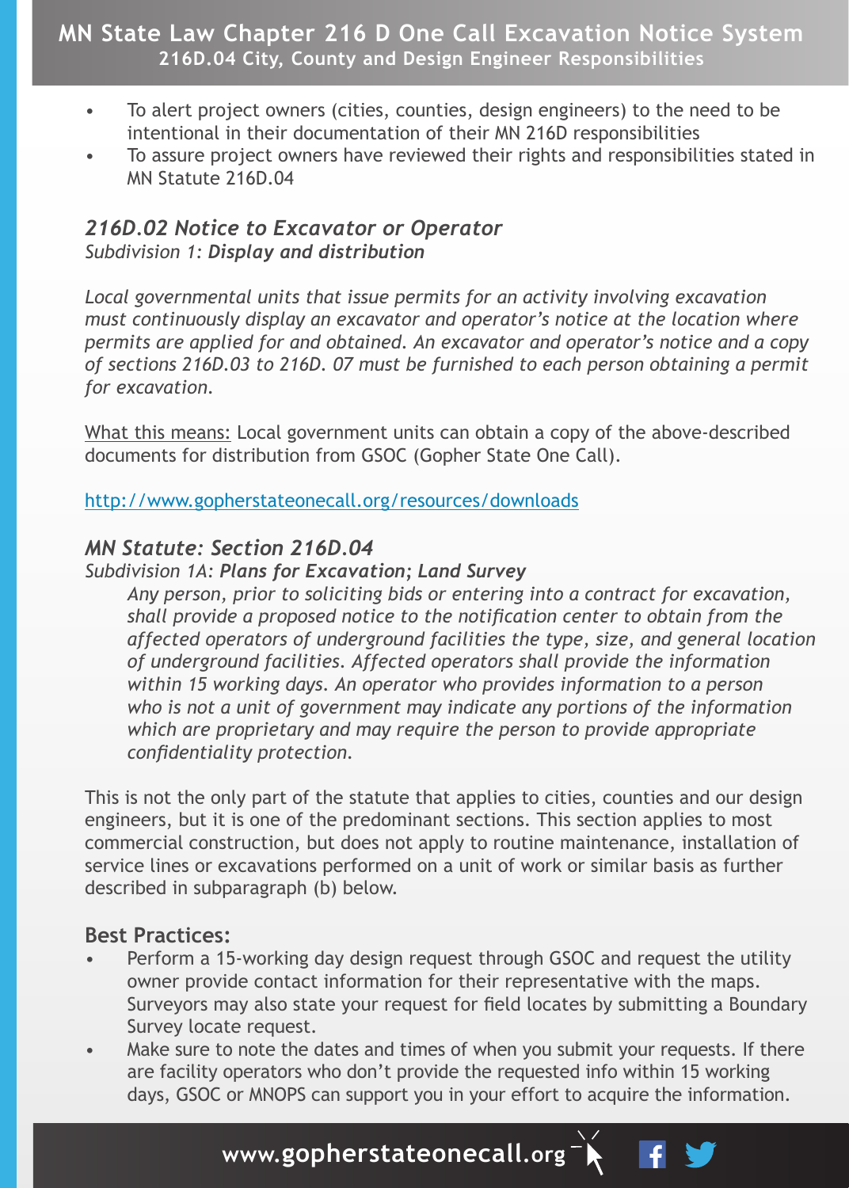# MN State Law Chapter 216 D One Call Excavation Notice System

## 216D.04 City, County and Design Engineer Responsibilities

- To alert project owners (cities, counties, design engineers) to the need to be intentional in their documentation of their MN 216D responsibilities
- To assure project owners have reviewed their rights and responsibilities stated in MN Statute 216D.04

### *216D.02 Notice to Excavator or Operator*

*Subdivision 1:* ***Display and distribution***

*Local governmental units that issue permits for an activity involving excavation must continuously display an excavator and operator's notice at the location where permits are applied for and obtained. An excavator and operator's notice and a copy of sections 216D.03 to 216D. 07 must be furnished to each person obtaining a permit for excavation.*

What this means: Local government units can obtain a copy of the above-described documents for distribution from GSOC (Gopher State One Call).

http://www.gopherstateonecall.org/resources/downloads

### *MN Statute: Section 216D.04*

*Subdivision 1A:* ***Plans for Excavation; Land Survey***

> *Any person, prior to soliciting bids or entering into a contract for excavation, shall provide a proposed notice to the notification center to obtain from the affected operators of underground facilities the type, size, and general location of underground facilities. Affected operators shall provide the information within 15 working days. An operator who provides information to a person who is not a unit of government may indicate any portions of the information which are proprietary and may require the person to provide appropriate confidentiality protection.*

This is not the only part of the statute that applies to cities, counties and our design engineers, but it is one of the predominant sections. This section applies to most commercial construction, but does not apply to routine maintenance, installation of service lines or excavations performed on a unit of work or similar basis as further described in subparagraph (b) below.

### Best Practices:

- Perform a 15-working day design request through GSOC and request the utility owner provide contact information for their representative with the maps. Surveyors may also state your request for field locates by submitting a Boundary Survey locate request.
- Make sure to note the dates and times of when you submit your requests. If there are facility operators who don't provide the requested info within 15 working days, GSOC or MNOPS can support you in your effort to acquire the information.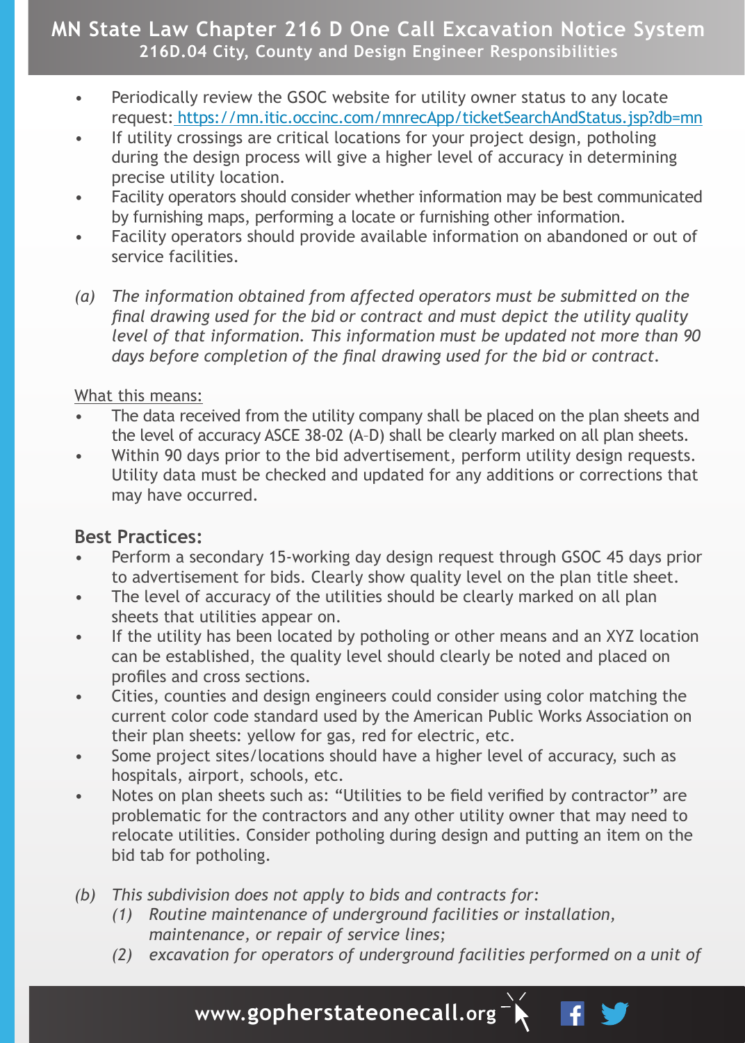- Periodically review the GSOC website for utility owner status to any locate request: https://mn.itic.occinc.com/mnrecApp/ticketSearchAndStatus.jsp?db=mn
- If utility crossings are critical locations for your project design, potholing during the design process will give a higher level of accuracy in determining precise utility location.
- Facility operators should consider whether information may be best communicated by furnishing maps, performing a locate or furnishing other information.
- Facility operators should provide available information on abandoned or out of service facilities.

*(a) The information obtained from affected operators must be submitted on the final drawing used for the bid or contract and must depict the utility quality level of that information. This information must be updated not more than 90 days before completion of the final drawing used for the bid or contract.*

What this means:

- The data received from the utility company shall be placed on the plan sheets and the level of accuracy ASCE 38-02 (A–D) shall be clearly marked on all plan sheets.
- Within 90 days prior to the bid advertisement, perform utility design requests. Utility data must be checked and updated for any additions or corrections that may have occurred.

### Best Practices:

- Perform a secondary 15-working day design request through GSOC 45 days prior to advertisement for bids. Clearly show quality level on the plan title sheet.
- The level of accuracy of the utilities should be clearly marked on all plan sheets that utilities appear on.
- If the utility has been located by potholing or other means and an XYZ location can be established, the quality level should clearly be noted and placed on profiles and cross sections.
- Cities, counties and design engineers could consider using color matching the current color code standard used by the American Public Works Association on their plan sheets: yellow for gas, red for electric, etc.
- Some project sites/locations should have a higher level of accuracy, such as hospitals, airport, schools, etc.
- Notes on plan sheets such as: "Utilities to be field verified by contractor" are problematic for the contractors and any other utility owner that may need to relocate utilities. Consider potholing during design and putting an item on the bid tab for potholing.

*(b) This subdivision does not apply to bids and contracts for:*

*(1) Routine maintenance of underground facilities or installation, maintenance, or repair of service lines;*

*(2) excavation for operators of underground facilities performed on a unit of*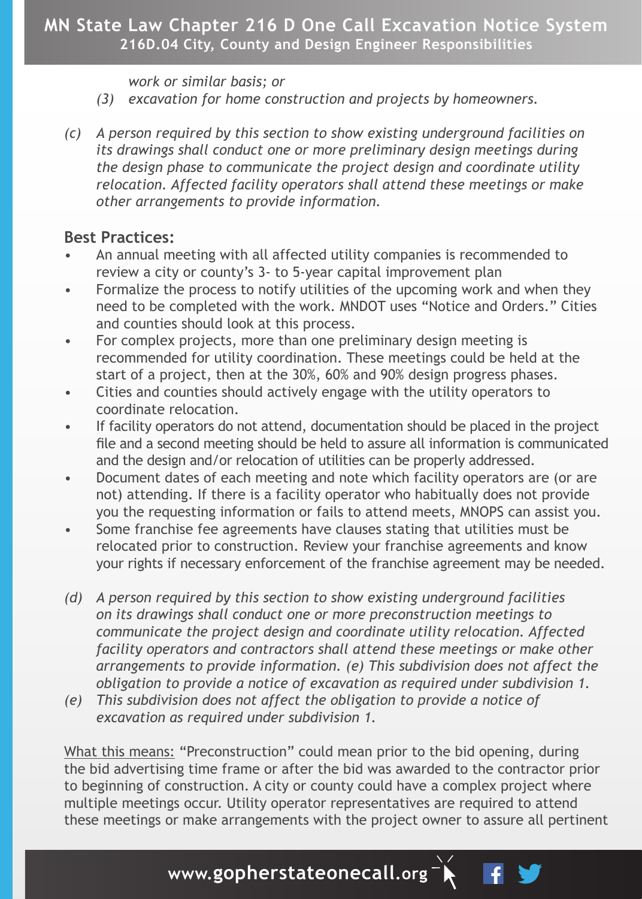*work or similar basis; or*

*(3) excavation for home construction and projects by homeowners.*

*(c) A person required by this section to show existing underground facilities on its drawings shall conduct one or more preliminary design meetings during the design phase to communicate the project design and coordinate utility relocation. Affected facility operators shall attend these meetings or make other arrangements to provide information.*

**Best Practices:**

- An annual meeting with all affected utility companies is recommended to review a city or county's 3- to 5-year capital improvement plan
- Formalize the process to notify utilities of the upcoming work and when they need to be completed with the work. MNDOT uses "Notice and Orders." Cities and counties should look at this process.
- For complex projects, more than one preliminary design meeting is recommended for utility coordination. These meetings could be held at the start of a project, then at the 30%, 60% and 90% design progress phases.
- Cities and counties should actively engage with the utility operators to coordinate relocation.
- If facility operators do not attend, documentation should be placed in the project file and a second meeting should be held to assure all information is communicated and the design and/or relocation of utilities can be properly addressed.
- Document dates of each meeting and note which facility operators are (or are not) attending. If there is a facility operator who habitually does not provide you the requesting information or fails to attend meets, MNOPS can assist you.
- Some franchise fee agreements have clauses stating that utilities must be relocated prior to construction. Review your franchise agreements and know your rights if necessary enforcement of the franchise agreement may be needed.

*(d) A person required by this section to show existing underground facilities on its drawings shall conduct one or more preconstruction meetings to communicate the project design and coordinate utility relocation. Affected facility operators and contractors shall attend these meetings or make other arrangements to provide information. (e) This subdivision does not affect the obligation to provide a notice of excavation as required under subdivision 1.*

*(e) This subdivision does not affect the obligation to provide a notice of excavation as required under subdivision 1.*

<u>What this means:</u> "Preconstruction" could mean prior to the bid opening, during the bid advertising time frame or after the bid was awarded to the contractor prior to beginning of construction. A city or county could have a complex project where multiple meetings occur. Utility operator representatives are required to attend these meetings or make arrangements with the project owner to assure all pertinent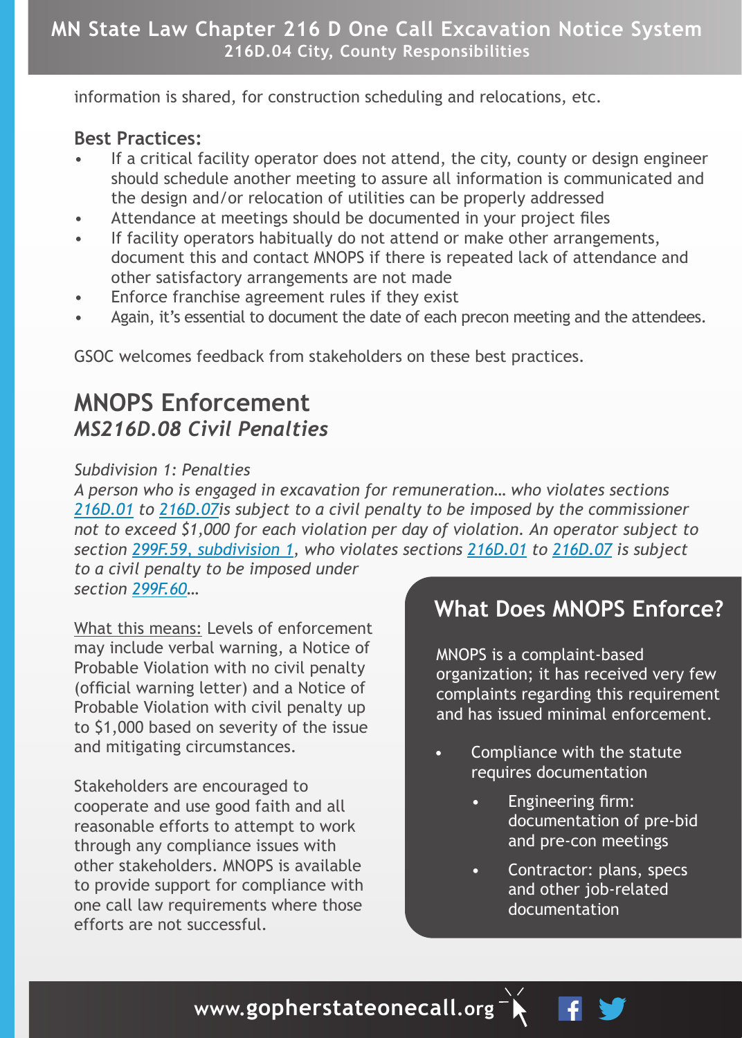information is shared, for construction scheduling and relocations, etc.

**Best Practices:**

- If a critical facility operator does not attend, the city, county or design engineer should schedule another meeting to assure all information is communicated and the design and/or relocation of utilities can be properly addressed
- Attendance at meetings should be documented in your project files
- If facility operators habitually do not attend or make other arrangements, document this and contact MNOPS if there is repeated lack of attendance and other satisfactory arrangements are not made
- Enforce franchise agreement rules if they exist
- Again, it's essential to document the date of each precon meeting and the attendees.

GSOC welcomes feedback from stakeholders on these best practices.

## MNOPS Enforcement

### *MS216D.08 Civil Penalties*

*Subdivision 1: Penalties*

*A person who is engaged in excavation for remuneration… who violates sections 216D.01 to 216D.07is subject to a civil penalty to be imposed by the commissioner not to exceed $1,000 for each violation per day of violation. An operator subject to section 299F.59, subdivision 1, who violates sections 216D.01 to 216D.07 is subject to a civil penalty to be imposed under section 299F.60…*

What this means: Levels of enforcement may include verbal warning, a Notice of Probable Violation with no civil penalty (official warning letter) and a Notice of Probable Violation with civil penalty up to $1,000 based on severity of the issue and mitigating circumstances.

Stakeholders are encouraged to cooperate and use good faith and all reasonable efforts to attempt to work through any compliance issues with other stakeholders. MNOPS is available to provide support for compliance with one call law requirements where those efforts are not successful.

## What Does MNOPS Enforce?

MNOPS is a complaint-based organization; it has received very few complaints regarding this requirement and has issued minimal enforcement.

- Compliance with the statute requires documentation
  - Engineering firm: documentation of pre-bid and pre-con meetings
  - Contractor: plans, specs and other job-related documentation